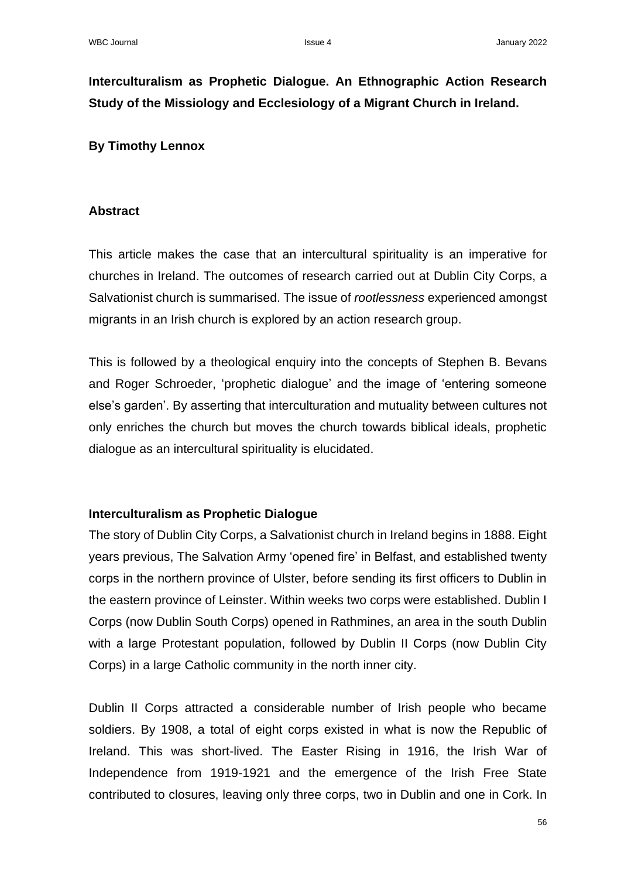**Interculturalism as Prophetic Dialogue. An Ethnographic Action Research Study of the Missiology and Ecclesiology of a Migrant Church in Ireland.**

**By Timothy Lennox**

## Abstract

This article makes the case that an intercultural spirituality is an imperative for churches in Ireland. The outcomes of research carried out at Dublin City Corps, a Salvationist church is summarised. The issue of *rootlessness* experienced amongst migrants in an Irish church is explored by an action research group.

This is followed by a theological enquiry into the concepts of Stephen B. Bevans and Roger Schroeder, 'prophetic dialogue' and the image of 'entering someone else's garden'. By asserting that interculturation and mutuality between cultures not only enriches the church but moves the church towards biblical ideals, prophetic dialogue as an intercultural spirituality is elucidated.

## Interculturalism as Prophetic Dialogue

The story of Dublin City Corps, a Salvationist church in Ireland begins in 1888. Eight years previous, The Salvation Army 'opened fire' in Belfast, and established twenty corps in the northern province of Ulster, before sending its first officers to Dublin in the eastern province of Leinster. Within weeks two corps were established. Dublin I Corps (now Dublin South Corps) opened in Rathmines, an area in the south Dublin with a large Protestant population, followed by Dublin II Corps (now Dublin City Corps) in a large Catholic community in the north inner city.

Dublin II Corps attracted a considerable number of Irish people who became soldiers. By 1908, a total of eight corps existed in what is now the Republic of Ireland. This was short-lived. The Easter Rising in 1916, the Irish War of Independence from 1919-1921 and the emergence of the Irish Free State contributed to closures, leaving only three corps, two in Dublin and one in Cork. In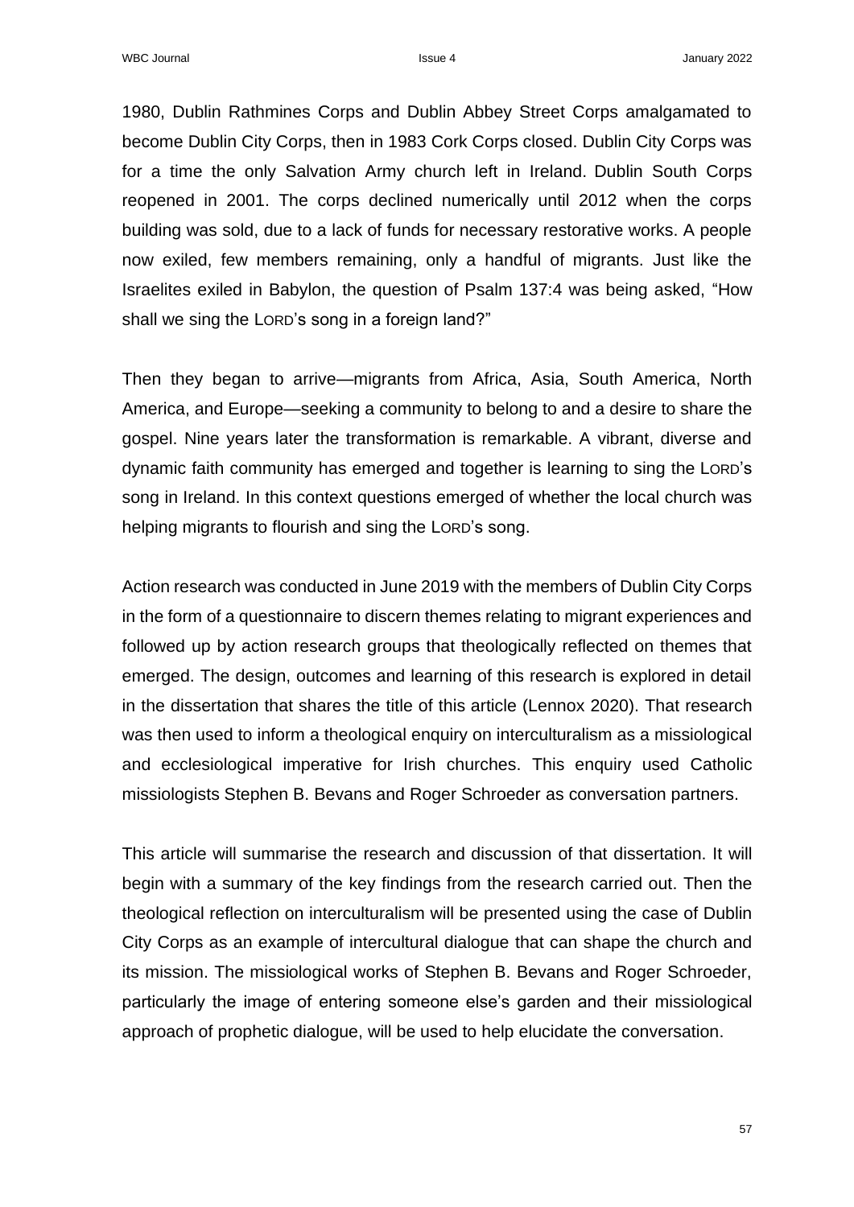1980, Dublin Rathmines Corps and Dublin Abbey Street Corps amalgamated to become Dublin City Corps, then in 1983 Cork Corps closed. Dublin City Corps was for a time the only Salvation Army church left in Ireland. Dublin South Corps reopened in 2001. The corps declined numerically until 2012 when the corps building was sold, due to a lack of funds for necessary restorative works. A people now exiled, few members remaining, only a handful of migrants. Just like the Israelites exiled in Babylon, the question of Psalm 137:4 was being asked, "How shall we sing the LORD's song in a foreign land?"

Then they began to arrive—migrants from Africa, Asia, South America, North America, and Europe—seeking a community to belong to and a desire to share the gospel. Nine years later the transformation is remarkable. A vibrant, diverse and dynamic faith community has emerged and together is learning to sing the LORD's song in Ireland. In this context questions emerged of whether the local church was helping migrants to flourish and sing the LORD's song.

Action research was conducted in June 2019 with the members of Dublin City Corps in the form of a questionnaire to discern themes relating to migrant experiences and followed up by action research groups that theologically reflected on themes that emerged. The design, outcomes and learning of this research is explored in detail in the dissertation that shares the title of this article (Lennox 2020). That research was then used to inform a theological enquiry on interculturalism as a missiological and ecclesiological imperative for Irish churches. This enquiry used Catholic missiologists Stephen B. Bevans and Roger Schroeder as conversation partners.

This article will summarise the research and discussion of that dissertation. It will begin with a summary of the key findings from the research carried out. Then the theological reflection on interculturalism will be presented using the case of Dublin City Corps as an example of intercultural dialogue that can shape the church and its mission. The missiological works of Stephen B. Bevans and Roger Schroeder, particularly the image of entering someone else's garden and their missiological approach of prophetic dialogue, will be used to help elucidate the conversation.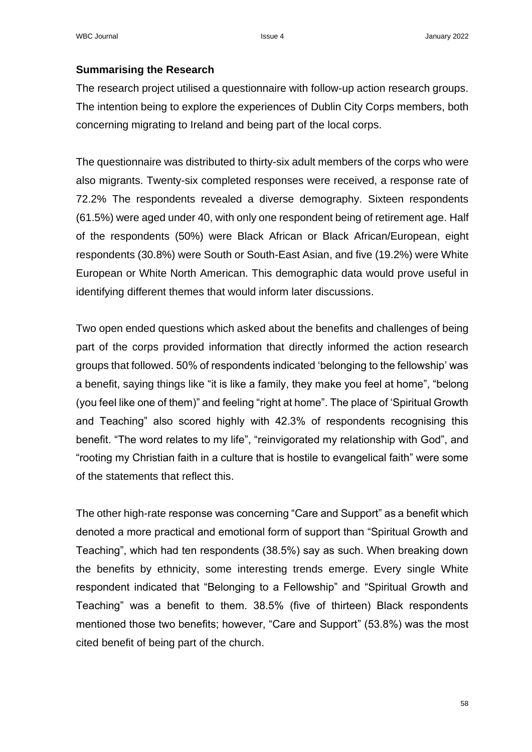**Summarising the Research**

The research project utilised a questionnaire with follow-up action research groups. The intention being to explore the experiences of Dublin City Corps members, both concerning migrating to Ireland and being part of the local corps.

The questionnaire was distributed to thirty-six adult members of the corps who were also migrants. Twenty-six completed responses were received, a response rate of 72.2% The respondents revealed a diverse demography. Sixteen respondents (61.5%) were aged under 40, with only one respondent being of retirement age. Half of the respondents (50%) were Black African or Black African/European, eight respondents (30.8%) were South or South-East Asian, and five (19.2%) were White European or White North American. This demographic data would prove useful in identifying different themes that would inform later discussions.

Two open ended questions which asked about the benefits and challenges of being part of the corps provided information that directly informed the action research groups that followed. 50% of respondents indicated 'belonging to the fellowship' was a benefit, saying things like "it is like a family, they make you feel at home", "belong (you feel like one of them)" and feeling "right at home". The place of 'Spiritual Growth and Teaching" also scored highly with 42.3% of respondents recognising this benefit. "The word relates to my life", "reinvigorated my relationship with God", and "rooting my Christian faith in a culture that is hostile to evangelical faith" were some of the statements that reflect this.

The other high-rate response was concerning "Care and Support" as a benefit which denoted a more practical and emotional form of support than "Spiritual Growth and Teaching", which had ten respondents (38.5%) say as such. When breaking down the benefits by ethnicity, some interesting trends emerge. Every single White respondent indicated that "Belonging to a Fellowship" and "Spiritual Growth and Teaching" was a benefit to them. 38.5% (five of thirteen) Black respondents mentioned those two benefits; however, "Care and Support" (53.8%) was the most cited benefit of being part of the church.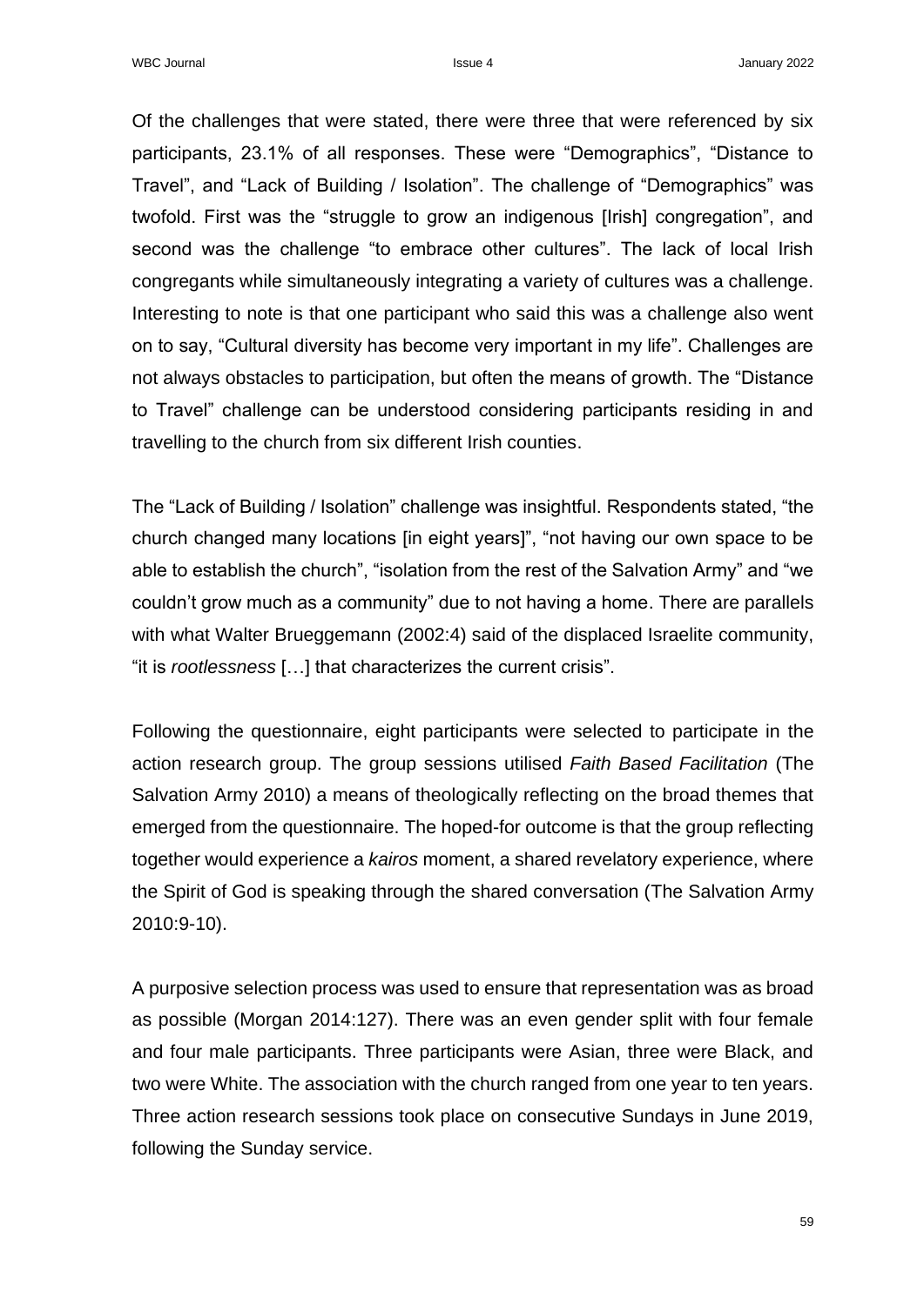Of the challenges that were stated, there were three that were referenced by six participants, 23.1% of all responses. These were "Demographics", "Distance to Travel", and "Lack of Building / Isolation". The challenge of "Demographics" was twofold. First was the "struggle to grow an indigenous [Irish] congregation", and second was the challenge "to embrace other cultures". The lack of local Irish congregants while simultaneously integrating a variety of cultures was a challenge. Interesting to note is that one participant who said this was a challenge also went on to say, "Cultural diversity has become very important in my life". Challenges are not always obstacles to participation, but often the means of growth. The "Distance to Travel" challenge can be understood considering participants residing in and travelling to the church from six different Irish counties.

The "Lack of Building / Isolation" challenge was insightful. Respondents stated, "the church changed many locations [in eight years]", "not having our own space to be able to establish the church", "isolation from the rest of the Salvation Army" and "we couldn't grow much as a community" due to not having a home. There are parallels with what Walter Brueggemann (2002:4) said of the displaced Israelite community, "it is *rootlessness* […] that characterizes the current crisis".

Following the questionnaire, eight participants were selected to participate in the action research group. The group sessions utilised *Faith Based Facilitation* (The Salvation Army 2010) a means of theologically reflecting on the broad themes that emerged from the questionnaire. The hoped-for outcome is that the group reflecting together would experience a *kairos* moment, a shared revelatory experience, where the Spirit of God is speaking through the shared conversation (The Salvation Army 2010:9-10).

A purposive selection process was used to ensure that representation was as broad as possible (Morgan 2014:127). There was an even gender split with four female and four male participants. Three participants were Asian, three were Black, and two were White. The association with the church ranged from one year to ten years. Three action research sessions took place on consecutive Sundays in June 2019, following the Sunday service.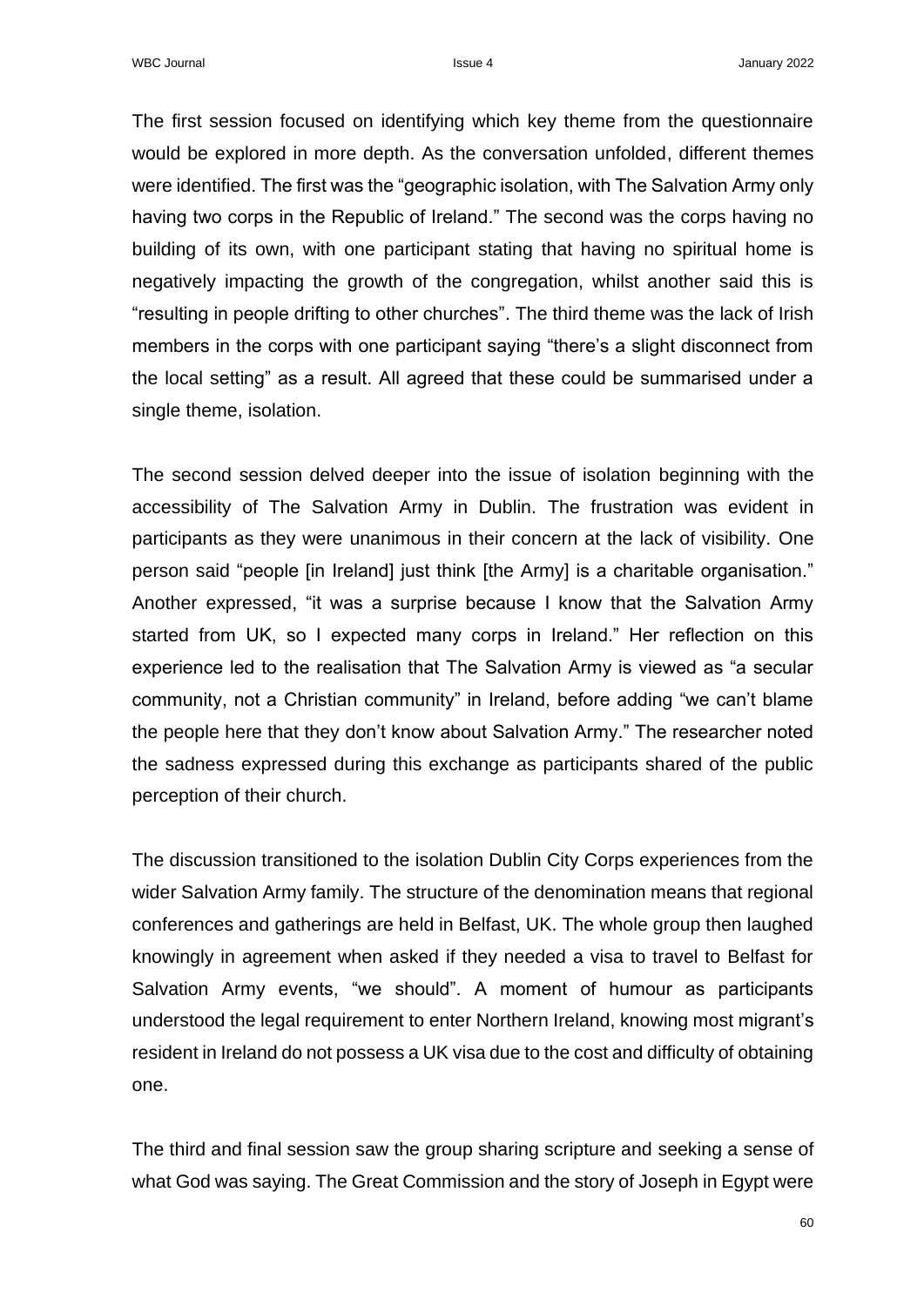The first session focused on identifying which key theme from the questionnaire would be explored in more depth. As the conversation unfolded, different themes were identified. The first was the "geographic isolation, with The Salvation Army only having two corps in the Republic of Ireland." The second was the corps having no building of its own, with one participant stating that having no spiritual home is negatively impacting the growth of the congregation, whilst another said this is "resulting in people drifting to other churches". The third theme was the lack of Irish members in the corps with one participant saying "there's a slight disconnect from the local setting" as a result. All agreed that these could be summarised under a single theme, isolation.

The second session delved deeper into the issue of isolation beginning with the accessibility of The Salvation Army in Dublin. The frustration was evident in participants as they were unanimous in their concern at the lack of visibility. One person said "people [in Ireland] just think [the Army] is a charitable organisation." Another expressed, "it was a surprise because I know that the Salvation Army started from UK, so I expected many corps in Ireland." Her reflection on this experience led to the realisation that The Salvation Army is viewed as "a secular community, not a Christian community" in Ireland, before adding "we can't blame the people here that they don't know about Salvation Army." The researcher noted the sadness expressed during this exchange as participants shared of the public perception of their church.

The discussion transitioned to the isolation Dublin City Corps experiences from the wider Salvation Army family. The structure of the denomination means that regional conferences and gatherings are held in Belfast, UK. The whole group then laughed knowingly in agreement when asked if they needed a visa to travel to Belfast for Salvation Army events, "we should". A moment of humour as participants understood the legal requirement to enter Northern Ireland, knowing most migrant's resident in Ireland do not possess a UK visa due to the cost and difficulty of obtaining one.

The third and final session saw the group sharing scripture and seeking a sense of what God was saying. The Great Commission and the story of Joseph in Egypt were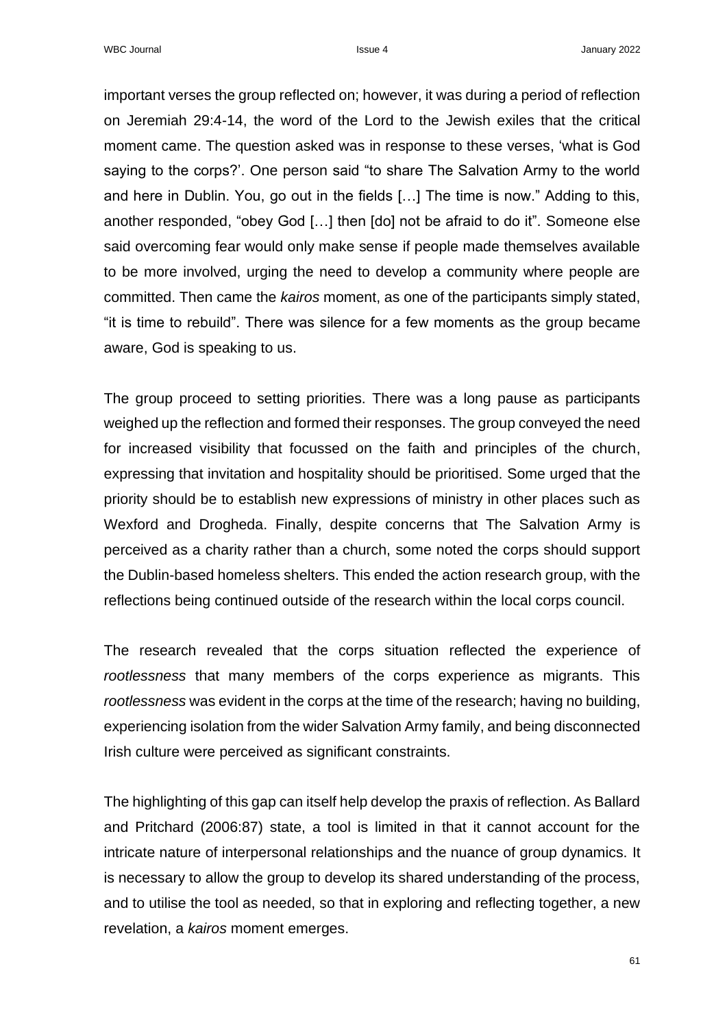important verses the group reflected on; however, it was during a period of reflection on Jeremiah 29:4-14, the word of the Lord to the Jewish exiles that the critical moment came. The question asked was in response to these verses, 'what is God saying to the corps?'. One person said "to share The Salvation Army to the world and here in Dublin. You, go out in the fields […] The time is now." Adding to this, another responded, "obey God […] then [do] not be afraid to do it". Someone else said overcoming fear would only make sense if people made themselves available to be more involved, urging the need to develop a community where people are committed. Then came the *kairos* moment, as one of the participants simply stated, "it is time to rebuild". There was silence for a few moments as the group became aware, God is speaking to us.

The group proceed to setting priorities. There was a long pause as participants weighed up the reflection and formed their responses. The group conveyed the need for increased visibility that focussed on the faith and principles of the church, expressing that invitation and hospitality should be prioritised. Some urged that the priority should be to establish new expressions of ministry in other places such as Wexford and Drogheda. Finally, despite concerns that The Salvation Army is perceived as a charity rather than a church, some noted the corps should support the Dublin-based homeless shelters. This ended the action research group, with the reflections being continued outside of the research within the local corps council.

The research revealed that the corps situation reflected the experience of *rootlessness* that many members of the corps experience as migrants. This *rootlessness* was evident in the corps at the time of the research; having no building, experiencing isolation from the wider Salvation Army family, and being disconnected Irish culture were perceived as significant constraints.

The highlighting of this gap can itself help develop the praxis of reflection. As Ballard and Pritchard (2006:87) state, a tool is limited in that it cannot account for the intricate nature of interpersonal relationships and the nuance of group dynamics. It is necessary to allow the group to develop its shared understanding of the process, and to utilise the tool as needed, so that in exploring and reflecting together, a new revelation, a *kairos* moment emerges.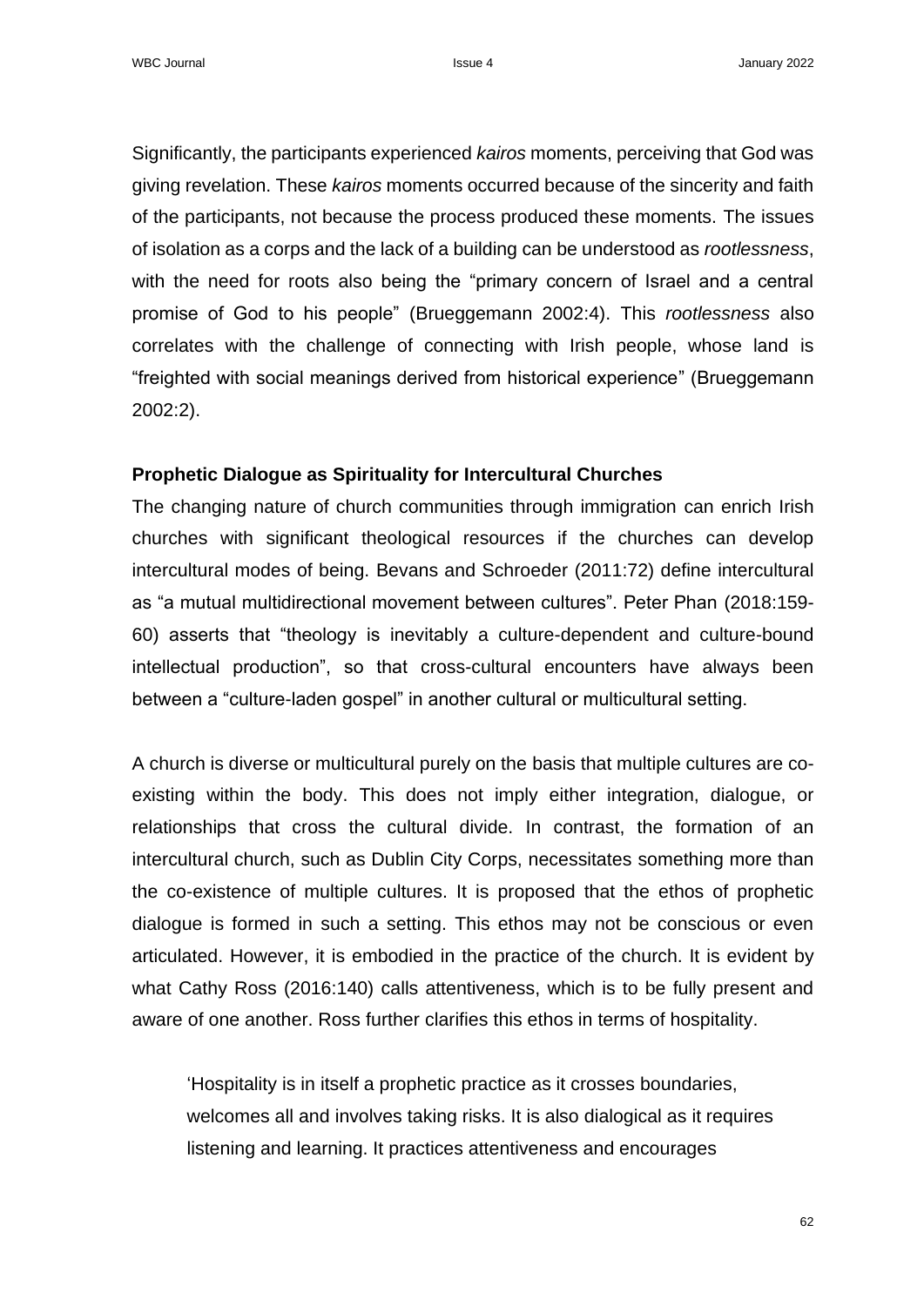Significantly, the participants experienced *kairos* moments, perceiving that God was giving revelation. These *kairos* moments occurred because of the sincerity and faith of the participants, not because the process produced these moments. The issues of isolation as a corps and the lack of a building can be understood as *rootlessness*, with the need for roots also being the "primary concern of Israel and a central promise of God to his people" (Brueggemann 2002:4). This *rootlessness* also correlates with the challenge of connecting with Irish people, whose land is "freighted with social meanings derived from historical experience" (Brueggemann 2002:2).

### Prophetic Dialogue as Spirituality for Intercultural Churches

The changing nature of church communities through immigration can enrich Irish churches with significant theological resources if the churches can develop intercultural modes of being. Bevans and Schroeder (2011:72) define intercultural as "a mutual multidirectional movement between cultures". Peter Phan (2018:159-60) asserts that "theology is inevitably a culture-dependent and culture-bound intellectual production", so that cross-cultural encounters have always been between a "culture-laden gospel" in another cultural or multicultural setting.

A church is diverse or multicultural purely on the basis that multiple cultures are co-existing within the body. This does not imply either integration, dialogue, or relationships that cross the cultural divide. In contrast, the formation of an intercultural church, such as Dublin City Corps, necessitates something more than the co-existence of multiple cultures. It is proposed that the ethos of prophetic dialogue is formed in such a setting. This ethos may not be conscious or even articulated. However, it is embodied in the practice of the church. It is evident by what Cathy Ross (2016:140) calls attentiveness, which is to be fully present and aware of one another. Ross further clarifies this ethos in terms of hospitality.

> 'Hospitality is in itself a prophetic practice as it crosses boundaries, welcomes all and involves taking risks. It is also dialogical as it requires listening and learning. It practices attentiveness and encourages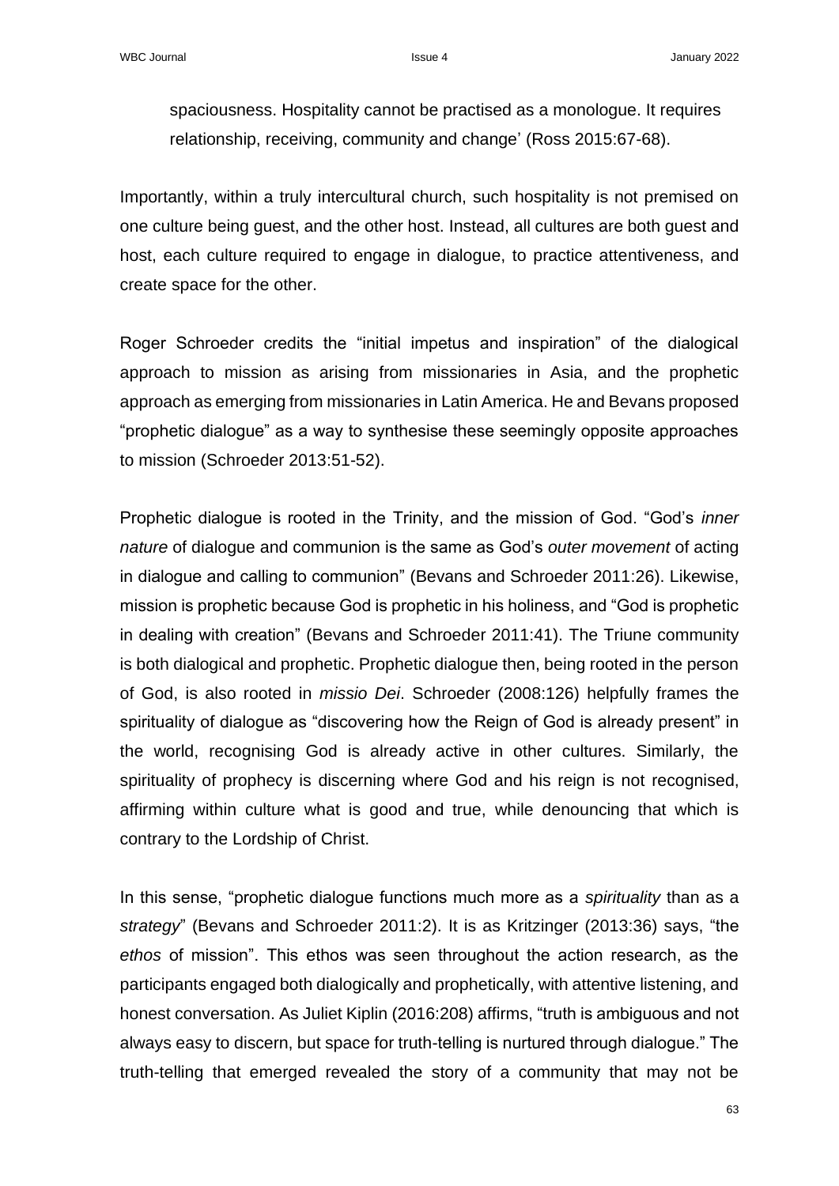spaciousness. Hospitality cannot be practised as a monologue. It requires relationship, receiving, community and change' (Ross 2015:67-68).

Importantly, within a truly intercultural church, such hospitality is not premised on one culture being guest, and the other host. Instead, all cultures are both guest and host, each culture required to engage in dialogue, to practice attentiveness, and create space for the other.

Roger Schroeder credits the "initial impetus and inspiration" of the dialogical approach to mission as arising from missionaries in Asia, and the prophetic approach as emerging from missionaries in Latin America. He and Bevans proposed "prophetic dialogue" as a way to synthesise these seemingly opposite approaches to mission (Schroeder 2013:51-52).

Prophetic dialogue is rooted in the Trinity, and the mission of God. "God's *inner nature* of dialogue and communion is the same as God's *outer movement* of acting in dialogue and calling to communion" (Bevans and Schroeder 2011:26). Likewise, mission is prophetic because God is prophetic in his holiness, and "God is prophetic in dealing with creation" (Bevans and Schroeder 2011:41). The Triune community is both dialogical and prophetic. Prophetic dialogue then, being rooted in the person of God, is also rooted in *missio Dei*. Schroeder (2008:126) helpfully frames the spirituality of dialogue as "discovering how the Reign of God is already present" in the world, recognising God is already active in other cultures. Similarly, the spirituality of prophecy is discerning where God and his reign is not recognised, affirming within culture what is good and true, while denouncing that which is contrary to the Lordship of Christ.

In this sense, "prophetic dialogue functions much more as a *spirituality* than as a *strategy*" (Bevans and Schroeder 2011:2). It is as Kritzinger (2013:36) says, "the *ethos* of mission". This ethos was seen throughout the action research, as the participants engaged both dialogically and prophetically, with attentive listening, and honest conversation. As Juliet Kiplin (2016:208) affirms, "truth is ambiguous and not always easy to discern, but space for truth-telling is nurtured through dialogue." The truth-telling that emerged revealed the story of a community that may not be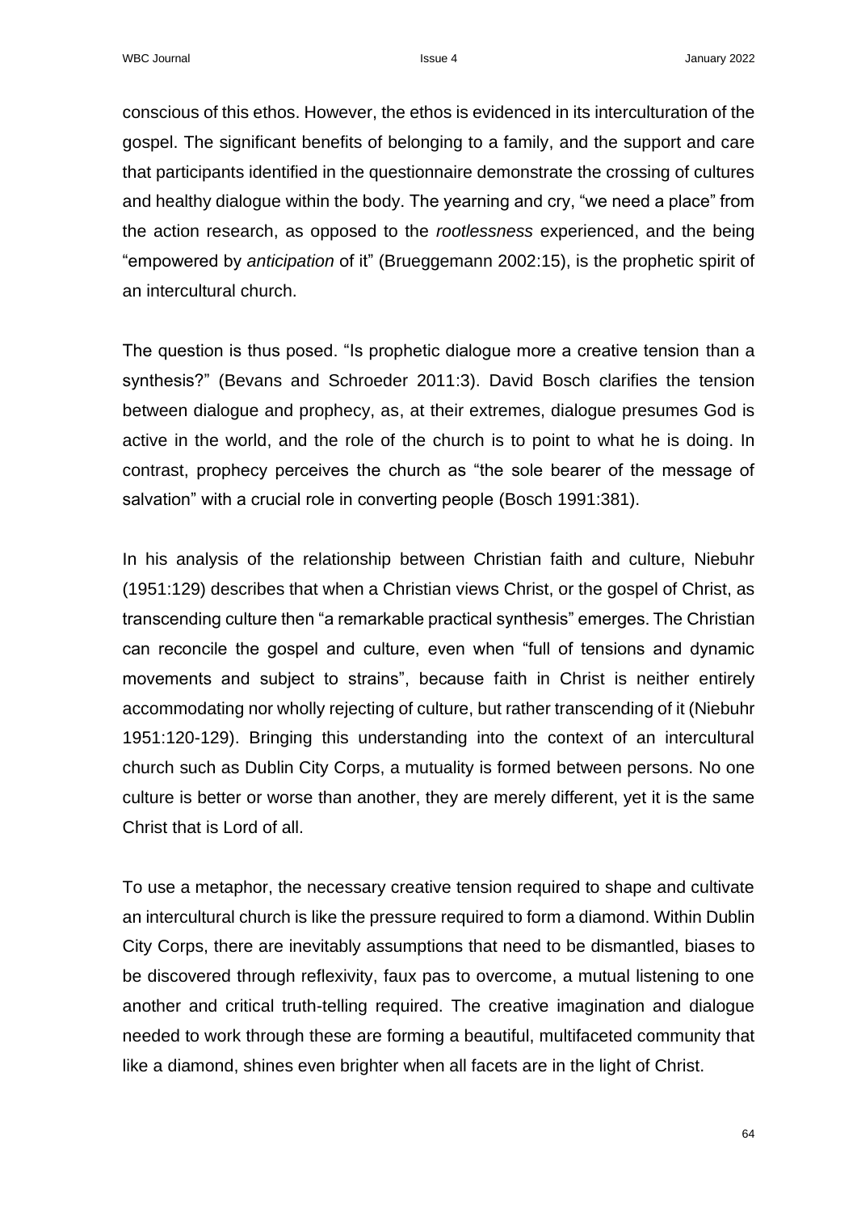conscious of this ethos. However, the ethos is evidenced in its interculturation of the gospel. The significant benefits of belonging to a family, and the support and care that participants identified in the questionnaire demonstrate the crossing of cultures and healthy dialogue within the body. The yearning and cry, "we need a place" from the action research, as opposed to the *rootlessness* experienced, and the being "empowered by *anticipation* of it" (Brueggemann 2002:15), is the prophetic spirit of an intercultural church.

The question is thus posed. "Is prophetic dialogue more a creative tension than a synthesis?" (Bevans and Schroeder 2011:3). David Bosch clarifies the tension between dialogue and prophecy, as, at their extremes, dialogue presumes God is active in the world, and the role of the church is to point to what he is doing. In contrast, prophecy perceives the church as "the sole bearer of the message of salvation" with a crucial role in converting people (Bosch 1991:381).

In his analysis of the relationship between Christian faith and culture, Niebuhr (1951:129) describes that when a Christian views Christ, or the gospel of Christ, as transcending culture then "a remarkable practical synthesis" emerges. The Christian can reconcile the gospel and culture, even when "full of tensions and dynamic movements and subject to strains", because faith in Christ is neither entirely accommodating nor wholly rejecting of culture, but rather transcending of it (Niebuhr 1951:120-129). Bringing this understanding into the context of an intercultural church such as Dublin City Corps, a mutuality is formed between persons. No one culture is better or worse than another, they are merely different, yet it is the same Christ that is Lord of all.

To use a metaphor, the necessary creative tension required to shape and cultivate an intercultural church is like the pressure required to form a diamond. Within Dublin City Corps, there are inevitably assumptions that need to be dismantled, biases to be discovered through reflexivity, faux pas to overcome, a mutual listening to one another and critical truth-telling required. The creative imagination and dialogue needed to work through these are forming a beautiful, multifaceted community that like a diamond, shines even brighter when all facets are in the light of Christ.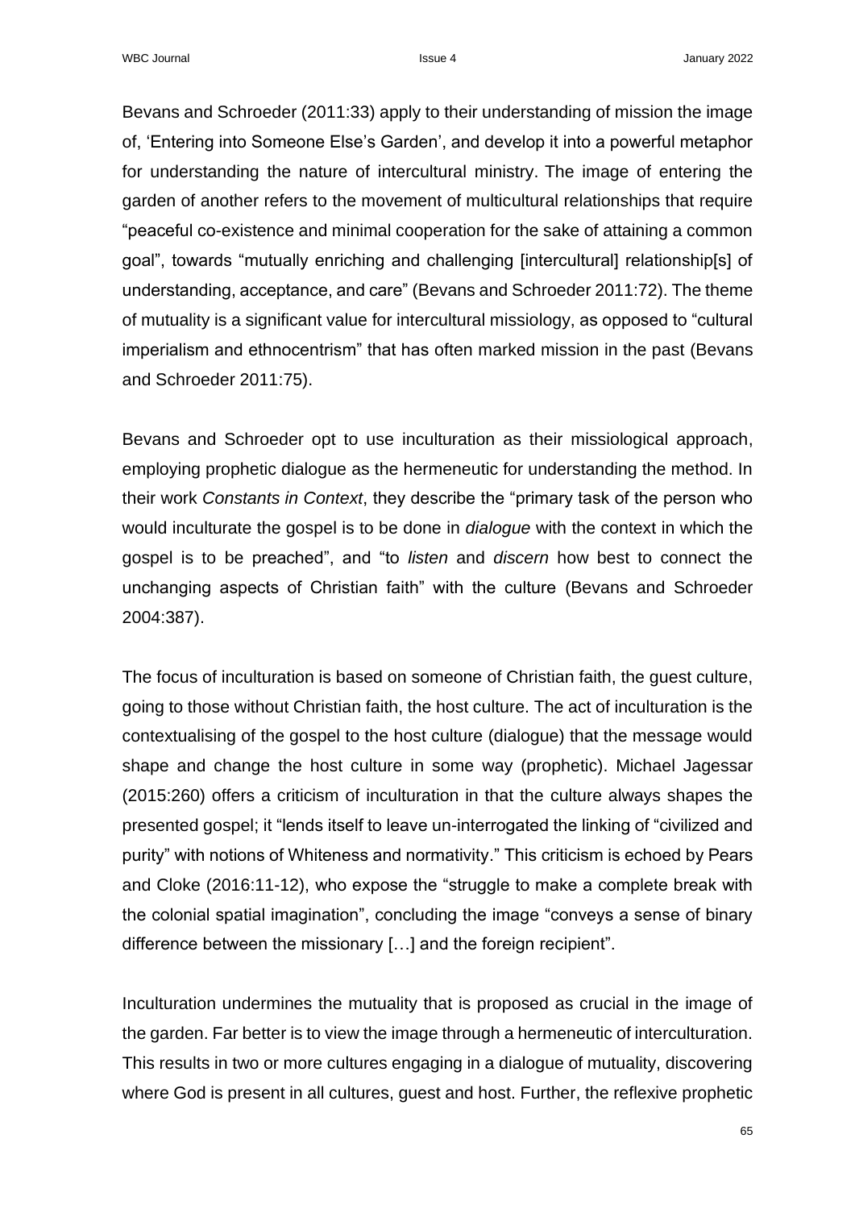Bevans and Schroeder (2011:33) apply to their understanding of mission the image of, 'Entering into Someone Else's Garden', and develop it into a powerful metaphor for understanding the nature of intercultural ministry. The image of entering the garden of another refers to the movement of multicultural relationships that require "peaceful co-existence and minimal cooperation for the sake of attaining a common goal", towards "mutually enriching and challenging [intercultural] relationship[s] of understanding, acceptance, and care" (Bevans and Schroeder 2011:72). The theme of mutuality is a significant value for intercultural missiology, as opposed to "cultural imperialism and ethnocentrism" that has often marked mission in the past (Bevans and Schroeder 2011:75).

Bevans and Schroeder opt to use inculturation as their missiological approach, employing prophetic dialogue as the hermeneutic for understanding the method. In their work *Constants in Context*, they describe the "primary task of the person who would inculturate the gospel is to be done in *dialogue* with the context in which the gospel is to be preached", and "to *listen* and *discern* how best to connect the unchanging aspects of Christian faith" with the culture (Bevans and Schroeder 2004:387).

The focus of inculturation is based on someone of Christian faith, the guest culture, going to those without Christian faith, the host culture. The act of inculturation is the contextualising of the gospel to the host culture (dialogue) that the message would shape and change the host culture in some way (prophetic). Michael Jagessar (2015:260) offers a criticism of inculturation in that the culture always shapes the presented gospel; it "lends itself to leave un-interrogated the linking of "civilized and purity" with notions of Whiteness and normativity." This criticism is echoed by Pears and Cloke (2016:11-12), who expose the "struggle to make a complete break with the colonial spatial imagination", concluding the image "conveys a sense of binary difference between the missionary […] and the foreign recipient".

Inculturation undermines the mutuality that is proposed as crucial in the image of the garden. Far better is to view the image through a hermeneutic of interculturation. This results in two or more cultures engaging in a dialogue of mutuality, discovering where God is present in all cultures, guest and host. Further, the reflexive prophetic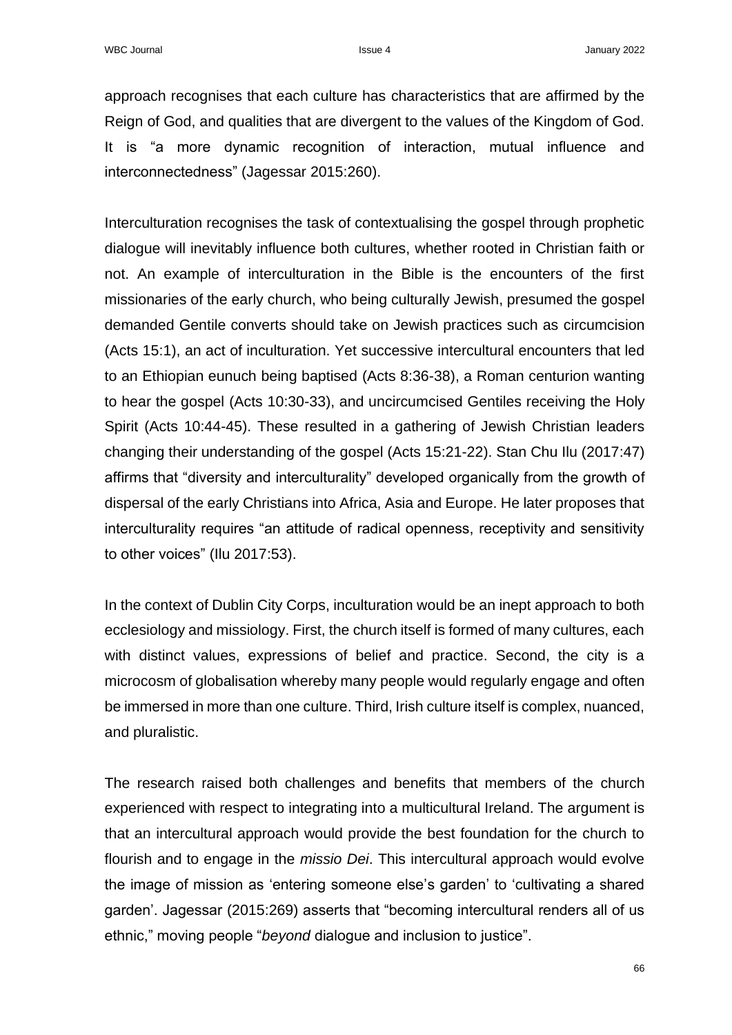approach recognises that each culture has characteristics that are affirmed by the Reign of God, and qualities that are divergent to the values of the Kingdom of God. It is "a more dynamic recognition of interaction, mutual influence and interconnectedness" (Jagessar 2015:260).

Interculturation recognises the task of contextualising the gospel through prophetic dialogue will inevitably influence both cultures, whether rooted in Christian faith or not. An example of interculturation in the Bible is the encounters of the first missionaries of the early church, who being culturally Jewish, presumed the gospel demanded Gentile converts should take on Jewish practices such as circumcision (Acts 15:1), an act of inculturation. Yet successive intercultural encounters that led to an Ethiopian eunuch being baptised (Acts 8:36-38), a Roman centurion wanting to hear the gospel (Acts 10:30-33), and uncircumcised Gentiles receiving the Holy Spirit (Acts 10:44-45). These resulted in a gathering of Jewish Christian leaders changing their understanding of the gospel (Acts 15:21-22). Stan Chu Ilu (2017:47) affirms that "diversity and interculturality" developed organically from the growth of dispersal of the early Christians into Africa, Asia and Europe. He later proposes that interculturality requires "an attitude of radical openness, receptivity and sensitivity to other voices" (Ilu 2017:53).

In the context of Dublin City Corps, inculturation would be an inept approach to both ecclesiology and missiology. First, the church itself is formed of many cultures, each with distinct values, expressions of belief and practice. Second, the city is a microcosm of globalisation whereby many people would regularly engage and often be immersed in more than one culture. Third, Irish culture itself is complex, nuanced, and pluralistic.

The research raised both challenges and benefits that members of the church experienced with respect to integrating into a multicultural Ireland. The argument is that an intercultural approach would provide the best foundation for the church to flourish and to engage in the *missio Dei*. This intercultural approach would evolve the image of mission as 'entering someone else's garden' to 'cultivating a shared garden'. Jagessar (2015:269) asserts that "becoming intercultural renders all of us ethnic," moving people "*beyond* dialogue and inclusion to justice".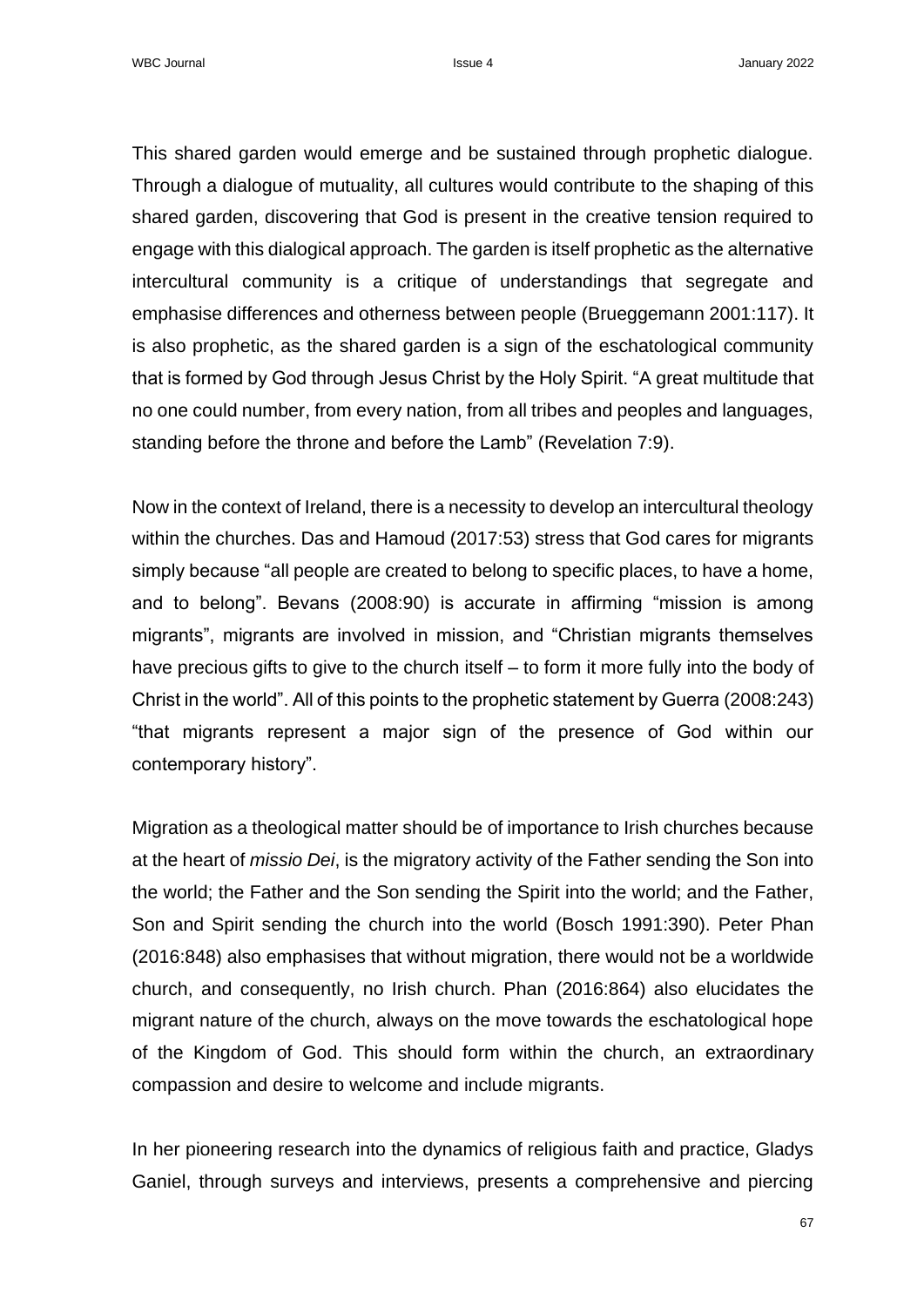This shared garden would emerge and be sustained through prophetic dialogue. Through a dialogue of mutuality, all cultures would contribute to the shaping of this shared garden, discovering that God is present in the creative tension required to engage with this dialogical approach. The garden is itself prophetic as the alternative intercultural community is a critique of understandings that segregate and emphasise differences and otherness between people (Brueggemann 2001:117). It is also prophetic, as the shared garden is a sign of the eschatological community that is formed by God through Jesus Christ by the Holy Spirit. "A great multitude that no one could number, from every nation, from all tribes and peoples and languages, standing before the throne and before the Lamb" (Revelation 7:9).

Now in the context of Ireland, there is a necessity to develop an intercultural theology within the churches. Das and Hamoud (2017:53) stress that God cares for migrants simply because "all people are created to belong to specific places, to have a home, and to belong". Bevans (2008:90) is accurate in affirming "mission is among migrants", migrants are involved in mission, and "Christian migrants themselves have precious gifts to give to the church itself – to form it more fully into the body of Christ in the world". All of this points to the prophetic statement by Guerra (2008:243) "that migrants represent a major sign of the presence of God within our contemporary history".

Migration as a theological matter should be of importance to Irish churches because at the heart of *missio Dei*, is the migratory activity of the Father sending the Son into the world; the Father and the Son sending the Spirit into the world; and the Father, Son and Spirit sending the church into the world (Bosch 1991:390). Peter Phan (2016:848) also emphasises that without migration, there would not be a worldwide church, and consequently, no Irish church. Phan (2016:864) also elucidates the migrant nature of the church, always on the move towards the eschatological hope of the Kingdom of God. This should form within the church, an extraordinary compassion and desire to welcome and include migrants.

In her pioneering research into the dynamics of religious faith and practice, Gladys Ganiel, through surveys and interviews, presents a comprehensive and piercing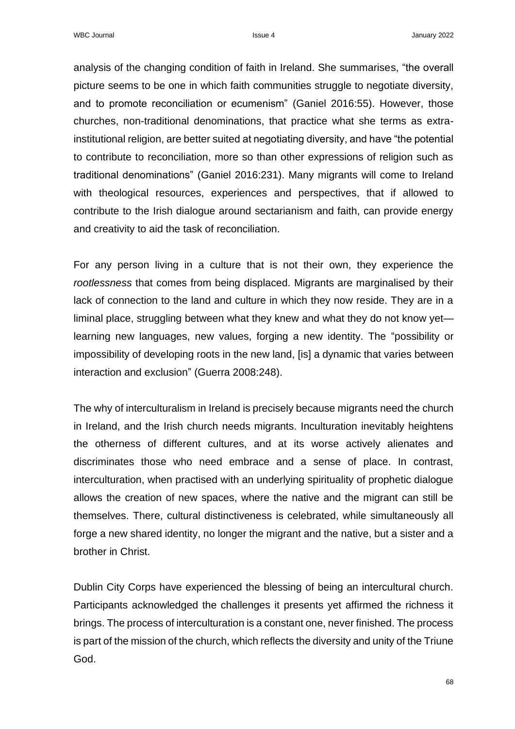analysis of the changing condition of faith in Ireland. She summarises, "the overall picture seems to be one in which faith communities struggle to negotiate diversity, and to promote reconciliation or ecumenism" (Ganiel 2016:55). However, those churches, non-traditional denominations, that practice what she terms as extra-institutional religion, are better suited at negotiating diversity, and have "the potential to contribute to reconciliation, more so than other expressions of religion such as traditional denominations" (Ganiel 2016:231). Many migrants will come to Ireland with theological resources, experiences and perspectives, that if allowed to contribute to the Irish dialogue around sectarianism and faith, can provide energy and creativity to aid the task of reconciliation.

For any person living in a culture that is not their own, they experience the *rootlessness* that comes from being displaced. Migrants are marginalised by their lack of connection to the land and culture in which they now reside. They are in a liminal place, struggling between what they knew and what they do not know yet—learning new languages, new values, forging a new identity. The "possibility or impossibility of developing roots in the new land, [is] a dynamic that varies between interaction and exclusion" (Guerra 2008:248).

The why of interculturalism in Ireland is precisely because migrants need the church in Ireland, and the Irish church needs migrants. Inculturation inevitably heightens the otherness of different cultures, and at its worse actively alienates and discriminates those who need embrace and a sense of place. In contrast, interculturation, when practised with an underlying spirituality of prophetic dialogue allows the creation of new spaces, where the native and the migrant can still be themselves. There, cultural distinctiveness is celebrated, while simultaneously all forge a new shared identity, no longer the migrant and the native, but a sister and a brother in Christ.

Dublin City Corps have experienced the blessing of being an intercultural church. Participants acknowledged the challenges it presents yet affirmed the richness it brings. The process of interculturation is a constant one, never finished. The process is part of the mission of the church, which reflects the diversity and unity of the Triune God.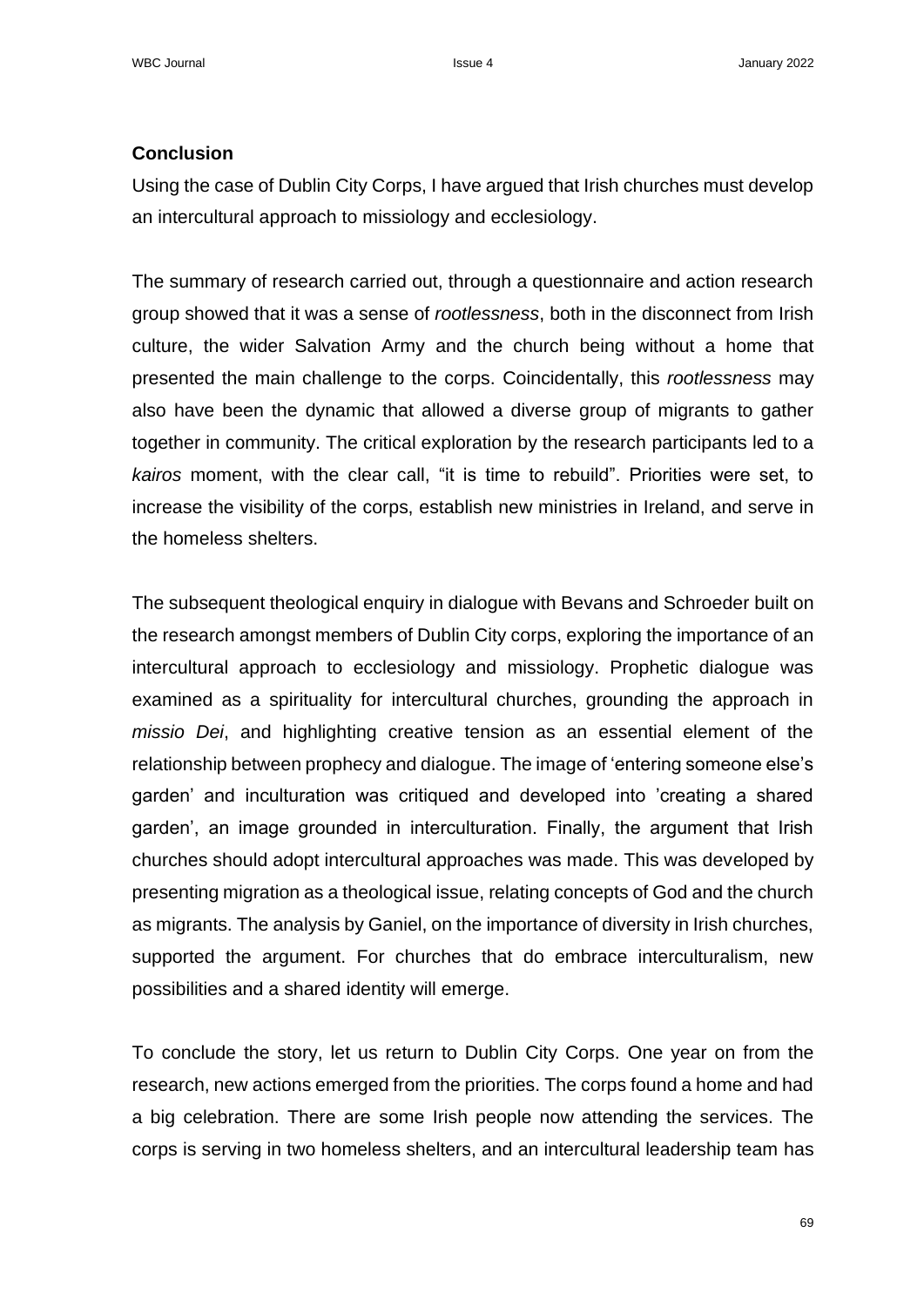## Conclusion

Using the case of Dublin City Corps, I have argued that Irish churches must develop an intercultural approach to missiology and ecclesiology.

The summary of research carried out, through a questionnaire and action research group showed that it was a sense of *rootlessness*, both in the disconnect from Irish culture, the wider Salvation Army and the church being without a home that presented the main challenge to the corps. Coincidentally, this *rootlessness* may also have been the dynamic that allowed a diverse group of migrants to gather together in community. The critical exploration by the research participants led to a *kairos* moment, with the clear call, "it is time to rebuild". Priorities were set, to increase the visibility of the corps, establish new ministries in Ireland, and serve in the homeless shelters.

The subsequent theological enquiry in dialogue with Bevans and Schroeder built on the research amongst members of Dublin City corps, exploring the importance of an intercultural approach to ecclesiology and missiology. Prophetic dialogue was examined as a spirituality for intercultural churches, grounding the approach in *missio Dei*, and highlighting creative tension as an essential element of the relationship between prophecy and dialogue. The image of 'entering someone else's garden' and inculturation was critiqued and developed into 'creating a shared garden', an image grounded in interculturation. Finally, the argument that Irish churches should adopt intercultural approaches was made. This was developed by presenting migration as a theological issue, relating concepts of God and the church as migrants. The analysis by Ganiel, on the importance of diversity in Irish churches, supported the argument. For churches that do embrace interculturalism, new possibilities and a shared identity will emerge.

To conclude the story, let us return to Dublin City Corps. One year on from the research, new actions emerged from the priorities. The corps found a home and had a big celebration. There are some Irish people now attending the services. The corps is serving in two homeless shelters, and an intercultural leadership team has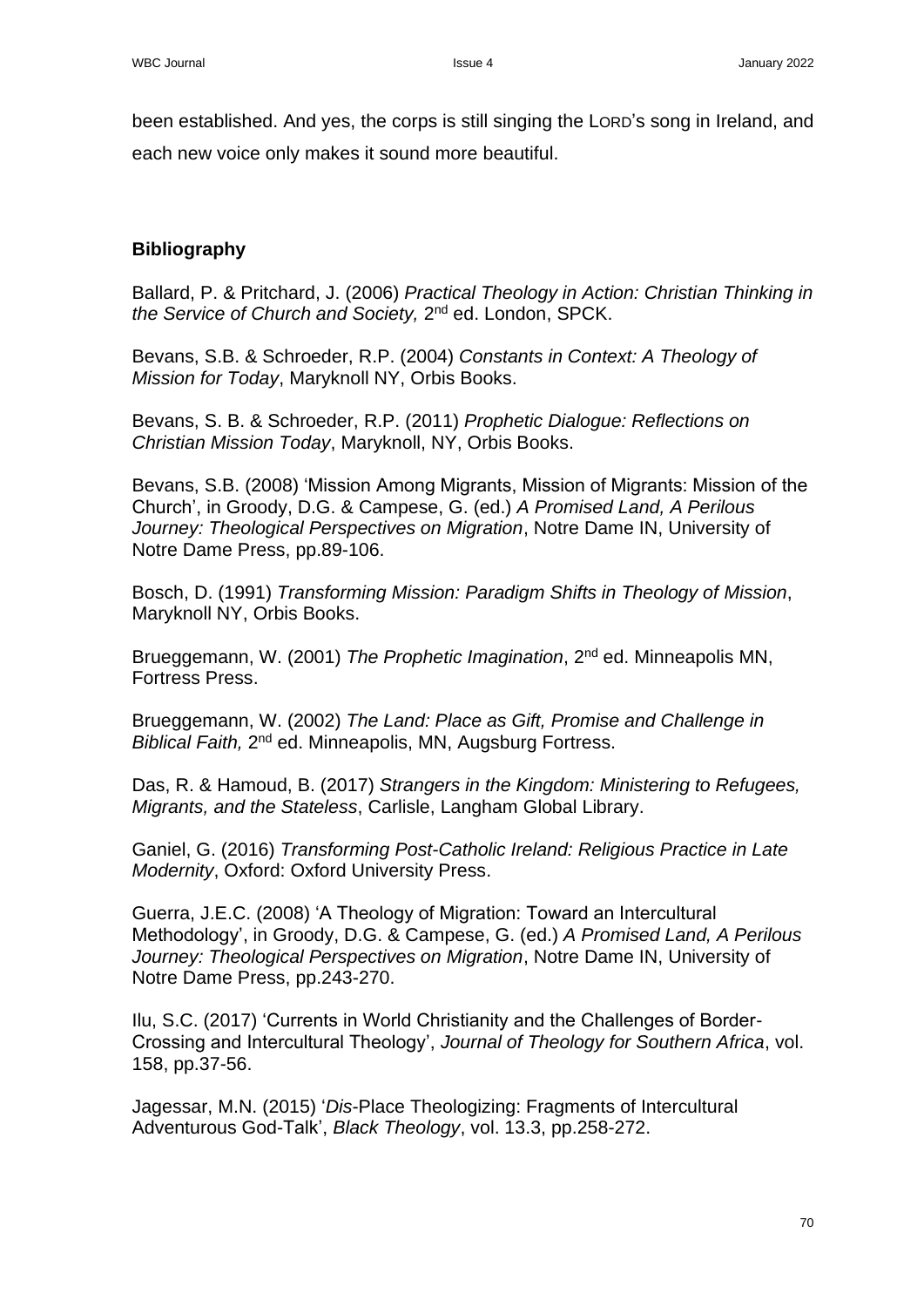been established. And yes, the corps is still singing the LORD's song in Ireland, and each new voice only makes it sound more beautiful.

### Bibliography

Ballard, P. & Pritchard, J. (2006) *Practical Theology in Action: Christian Thinking in the Service of Church and Society,* 2nd ed. London, SPCK.

Bevans, S.B. & Schroeder, R.P. (2004) *Constants in Context: A Theology of Mission for Today*, Maryknoll NY, Orbis Books.

Bevans, S. B. & Schroeder, R.P. (2011) *Prophetic Dialogue: Reflections on Christian Mission Today*, Maryknoll, NY, Orbis Books.

Bevans, S.B. (2008) 'Mission Among Migrants, Mission of Migrants: Mission of the Church', in Groody, D.G. & Campese, G. (ed.) *A Promised Land, A Perilous Journey: Theological Perspectives on Migration*, Notre Dame IN, University of Notre Dame Press, pp.89-106.

Bosch, D. (1991) *Transforming Mission: Paradigm Shifts in Theology of Mission*, Maryknoll NY, Orbis Books.

Brueggemann, W. (2001) *The Prophetic Imagination*, 2nd ed. Minneapolis MN, Fortress Press.

Brueggemann, W. (2002) *The Land: Place as Gift, Promise and Challenge in Biblical Faith,* 2nd ed. Minneapolis, MN, Augsburg Fortress.

Das, R. & Hamoud, B. (2017) *Strangers in the Kingdom: Ministering to Refugees, Migrants, and the Stateless*, Carlisle, Langham Global Library.

Ganiel, G. (2016) *Transforming Post-Catholic Ireland: Religious Practice in Late Modernity*, Oxford: Oxford University Press.

Guerra, J.E.C. (2008) 'A Theology of Migration: Toward an Intercultural Methodology', in Groody, D.G. & Campese, G. (ed.) *A Promised Land, A Perilous Journey: Theological Perspectives on Migration*, Notre Dame IN, University of Notre Dame Press, pp.243-270.

Ilu, S.C. (2017) 'Currents in World Christianity and the Challenges of Border-Crossing and Intercultural Theology', *Journal of Theology for Southern Africa*, vol. 158, pp.37-56.

Jagessar, M.N. (2015) '*Dis*-Place Theologizing: Fragments of Intercultural Adventurous God-Talk', *Black Theology*, vol. 13.3, pp.258-272.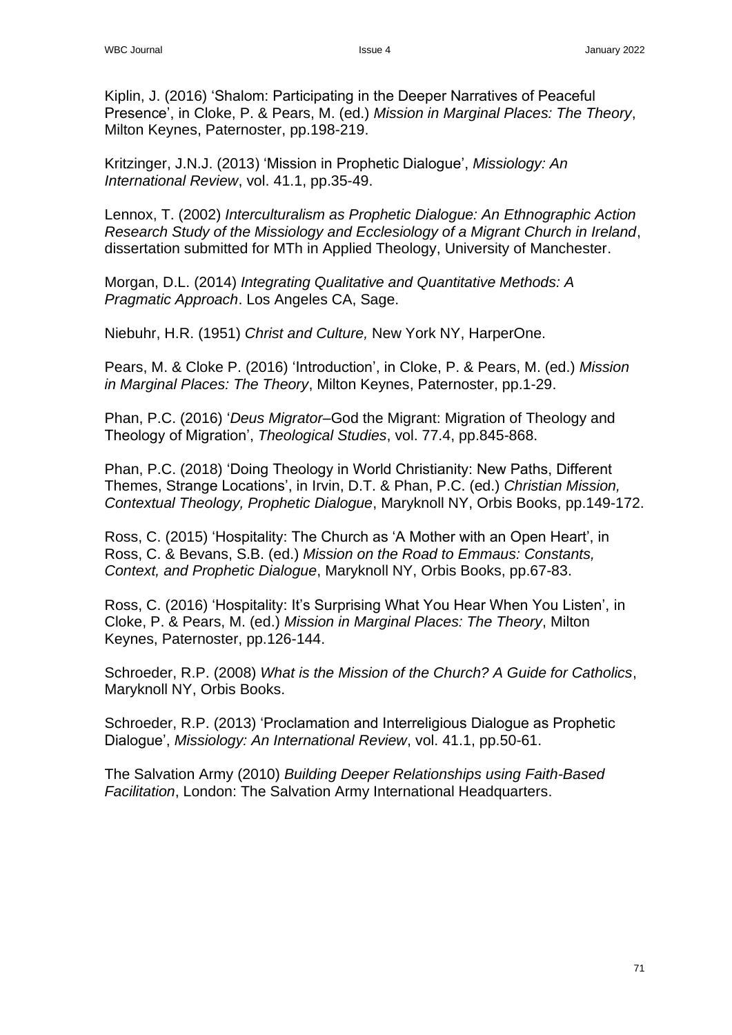Kiplin, J. (2016) 'Shalom: Participating in the Deeper Narratives of Peaceful Presence', in Cloke, P. & Pears, M. (ed.) *Mission in Marginal Places: The Theory*, Milton Keynes, Paternoster, pp.198-219.

Kritzinger, J.N.J. (2013) 'Mission in Prophetic Dialogue', *Missiology: An International Review*, vol. 41.1, pp.35-49.

Lennox, T. (2002) *Interculturalism as Prophetic Dialogue: An Ethnographic Action Research Study of the Missiology and Ecclesiology of a Migrant Church in Ireland*, dissertation submitted for MTh in Applied Theology, University of Manchester.

Morgan, D.L. (2014) *Integrating Qualitative and Quantitative Methods: A Pragmatic Approach*. Los Angeles CA, Sage.

Niebuhr, H.R. (1951) *Christ and Culture,* New York NY, HarperOne.

Pears, M. & Cloke P. (2016) 'Introduction', in Cloke, P. & Pears, M. (ed.) *Mission in Marginal Places: The Theory*, Milton Keynes, Paternoster, pp.1-29.

Phan, P.C. (2016) '*Deus Migrator*–God the Migrant: Migration of Theology and Theology of Migration', *Theological Studies*, vol. 77.4, pp.845-868.

Phan, P.C. (2018) 'Doing Theology in World Christianity: New Paths, Different Themes, Strange Locations', in Irvin, D.T. & Phan, P.C. (ed.) *Christian Mission, Contextual Theology, Prophetic Dialogue*, Maryknoll NY, Orbis Books, pp.149-172.

Ross, C. (2015) 'Hospitality: The Church as 'A Mother with an Open Heart', in Ross, C. & Bevans, S.B. (ed.) *Mission on the Road to Emmaus: Constants, Context, and Prophetic Dialogue*, Maryknoll NY, Orbis Books, pp.67-83.

Ross, C. (2016) 'Hospitality: It's Surprising What You Hear When You Listen', in Cloke, P. & Pears, M. (ed.) *Mission in Marginal Places: The Theory*, Milton Keynes, Paternoster, pp.126-144.

Schroeder, R.P. (2008) *What is the Mission of the Church? A Guide for Catholics*, Maryknoll NY, Orbis Books.

Schroeder, R.P. (2013) 'Proclamation and Interreligious Dialogue as Prophetic Dialogue', *Missiology: An International Review*, vol. 41.1, pp.50-61.

The Salvation Army (2010) *Building Deeper Relationships using Faith-Based Facilitation*, London: The Salvation Army International Headquarters.